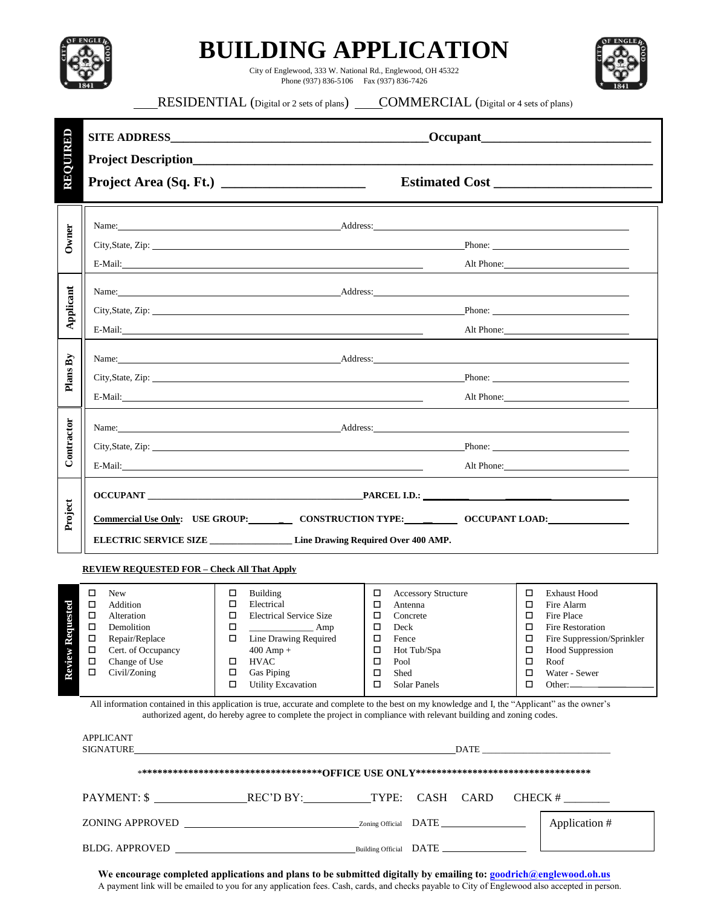# BUILDING APPLICATION

City of Englewood, 333 W. National Rd., Englewood, OH 45322
Phone (937) 836-5106 Fax (937) 836-7426

\_\_\_\_RESIDENTIAL (Digital or 2 sets of plans) \_\_\_\_COMMERCIAL (Digital or 4 sets of plans)

## REQUIRED

**SITE ADDRESS**\_\_\_\_\_\_\_\_\_\_\_\_\_\_\_\_\_\_\_\_\_\_\_\_\_\_\_\_\_\_ **Occupant**\_\_\_\_\_\_\_\_\_\_\_\_\_\_\_\_\_\_\_\_

**Project Description**\_\_\_\_\_\_\_\_\_\_\_\_\_\_\_\_\_\_\_\_\_\_\_\_\_\_\_\_\_\_\_\_\_\_\_\_\_\_\_\_

**Project Area (Sq. Ft.)** \_\_\_\_\_\_\_\_\_\_\_\_\_\_\_\_\_\_ **Estimated Cost** \_\_\_\_\_\_\_\_\_\_\_\_\_\_\_\_\_\_

## Owner

Name:\_\_\_\_\_\_\_\_\_\_\_\_\_\_\_\_\_\_\_\_ Address:\_\_\_\_\_\_\_\_\_\_\_\_\_\_\_\_\_\_\_\_

City,State, Zip: \_\_\_\_\_\_\_\_\_\_\_\_\_\_\_\_\_\_\_\_ Phone: \_\_\_\_\_\_\_\_\_\_\_\_\_\_\_\_\_\_\_\_

E-Mail:\_\_\_\_\_\_\_\_\_\_\_\_\_\_\_\_\_\_\_\_ Alt Phone:\_\_\_\_\_\_\_\_\_\_\_\_\_\_\_\_\_\_\_\_

## Applicant

Name:\_\_\_\_\_\_\_\_\_\_\_\_\_\_\_\_\_\_\_\_ Address:\_\_\_\_\_\_\_\_\_\_\_\_\_\_\_\_\_\_\_\_

City,State, Zip: \_\_\_\_\_\_\_\_\_\_\_\_\_\_\_\_\_\_\_\_ Phone: \_\_\_\_\_\_\_\_\_\_\_\_\_\_\_\_\_\_\_\_

E-Mail:\_\_\_\_\_\_\_\_\_\_\_\_\_\_\_\_\_\_\_\_ Alt Phone:\_\_\_\_\_\_\_\_\_\_\_\_\_\_\_\_\_\_\_\_

## Plans By

Name:\_\_\_\_\_\_\_\_\_\_\_\_\_\_\_\_\_\_\_\_ Address:\_\_\_\_\_\_\_\_\_\_\_\_\_\_\_\_\_\_\_\_

City,State, Zip: \_\_\_\_\_\_\_\_\_\_\_\_\_\_\_\_\_\_\_\_ Phone: \_\_\_\_\_\_\_\_\_\_\_\_\_\_\_\_\_\_\_\_

E-Mail:\_\_\_\_\_\_\_\_\_\_\_\_\_\_\_\_\_\_\_\_ Alt Phone:\_\_\_\_\_\_\_\_\_\_\_\_\_\_\_\_\_\_\_\_

## Contractor

Name:\_\_\_\_\_\_\_\_\_\_\_\_\_\_\_\_\_\_\_\_ Address:\_\_\_\_\_\_\_\_\_\_\_\_\_\_\_\_\_\_\_\_

City,State, Zip: \_\_\_\_\_\_\_\_\_\_\_\_\_\_\_\_\_\_\_\_ Phone: \_\_\_\_\_\_\_\_\_\_\_\_\_\_\_\_\_\_\_\_

E-Mail:\_\_\_\_\_\_\_\_\_\_\_\_\_\_\_\_\_\_\_\_ Alt Phone:\_\_\_\_\_\_\_\_\_\_\_\_\_\_\_\_\_\_\_\_

## Project

**OCCUPANT** \_\_\_\_\_\_\_\_\_\_\_\_\_\_\_\_\_\_\_\_ **PARCEL I.D.:** \_\_\_\_\_\_\_\_\_\_\_\_\_\_\_\_\_\_\_\_

**Commercial Use Only: USE GROUP:**\_\_\_\_\_\_\_\_ **CONSTRUCTION TYPE:**\_\_\_\_\_\_\_\_ **OCCUPANT LOAD:**\_\_\_\_\_\_\_\_\_\_

**ELECTRIC SERVICE SIZE** \_\_\_\_\_\_\_\_\_\_\_\_\_\_ **Line Drawing Required Over 400 AMP.**

**REVIEW REQUESTED FOR – Check All That Apply**

## Review Requested

| | | | |
|---|---|---|---|
| ☐ New | ☐ Building | ☐ Accessory Structure | ☐ Exhaust Hood |
| ☐ Addition | ☐ Electrical | ☐ Antenna | ☐ Fire Alarm |
| ☐ Alteration | ☐ Electrical Service Size | ☐ Concrete | ☐ Fire Place |
| ☐ Demolition | ☐ \_\_\_\_\_\_\_\_\_\_ Amp | ☐ Deck | ☐ Fire Restoration |
| ☐ Repair/Replace | ☐ Line Drawing Required 400 Amp + | ☐ Fence | ☐ Fire Suppression/Sprinkler |
| ☐ Cert. of Occupancy | | ☐ Hot Tub/Spa | ☐ Hood Suppression |
| ☐ Change of Use | ☐ HVAC | ☐ Pool | ☐ Roof |
| ☐ Civil/Zoning | ☐ Gas Piping | ☐ Shed | ☐ Water - Sewer |
| | ☐ Utility Excavation | ☐ Solar Panels | ☐ Other:\_\_\_\_\_\_\_\_ |

All information contained in this application is true, accurate and complete to the best on my knowledge and I, the "Applicant" as the owner's authorized agent, do hereby agree to complete the project in compliance with relevant building and zoning codes.

APPLICANT SIGNATURE\_\_\_\_\_\_\_\_\_\_\_\_\_\_\_\_\_\_\_\_\_\_\_\_\_\_\_\_\_\_ DATE \_\_\_\_\_\_\_\_\_\_\_\_\_\_\_\_\_\_\_\_

************************************OFFICE USE ONLY***********************************

PAYMENT: $ \_\_\_\_\_\_\_\_\_\_\_\_\_\_ REC'D BY:\_\_\_\_\_\_\_\_\_\_\_\_ TYPE: CASH CARD CHECK # \_\_\_\_\_\_\_\_

ZONING APPROVED \_\_\_\_\_\_\_\_\_\_\_\_\_\_\_\_\_\_\_\_ Zoning Official DATE \_\_\_\_\_\_\_\_\_\_\_\_\_\_

BLDG. APPROVED \_\_\_\_\_\_\_\_\_\_\_\_\_\_\_\_\_\_\_\_ Building Official DATE \_\_\_\_\_\_\_\_\_\_\_\_\_\_

Application #

**We encourage completed applications and plans to be submitted digitally by emailing to: goodrich@englewood.oh.us**
A payment link will be emailed to you for any application fees. Cash, cards, and checks payable to City of Englewood also accepted in person.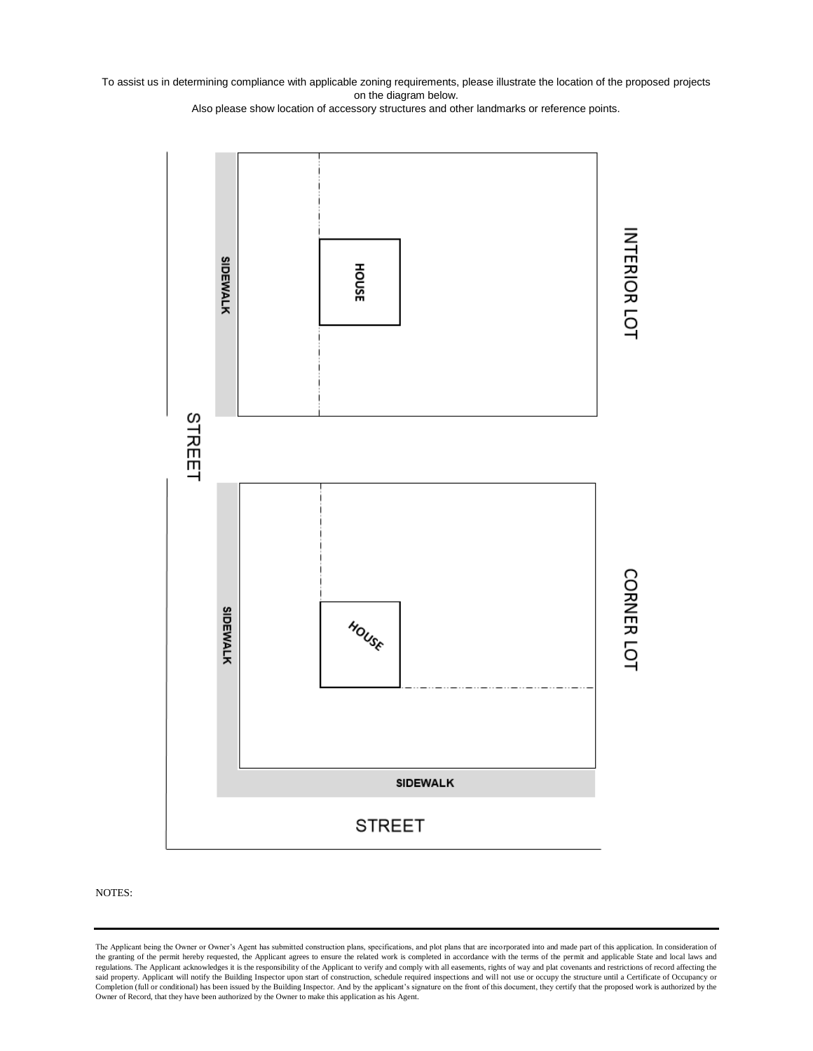To assist us in determining compliance with applicable zoning requirements, please illustrate the location of the proposed projects on the diagram below.
Also please show location of accessory structures and other landmarks or reference points.

SIDEWALK

HOUSE

INTERIOR LOT

STREET

SIDEWALK

HOUSE

CORNER LOT

SIDEWALK

STREET

NOTES:

---

The Applicant being the Owner or Owner's Agent has submitted construction plans, specifications, and plot plans that are incorporated into and made part of this application. In consideration of the granting of the permit hereby requested, the Applicant agrees to ensure the related work is completed in accordance with the terms of the permit and applicable State and local laws and regulations. The Applicant acknowledges it is the responsibility of the Applicant to verify and comply with all easements, rights of way and plat covenants and restrictions of record affecting the said property. Applicant will notify the Building Inspector upon start of construction, schedule required inspections and will not use or occupy the structure until a Certificate of Occupancy or Completion (full or conditional) has been issued by the Building Inspector. And by the applicant's signature on the front of this document, they certify that the proposed work is authorized by the Owner of Record, that they have been authorized by the Owner to make this application as his Agent.